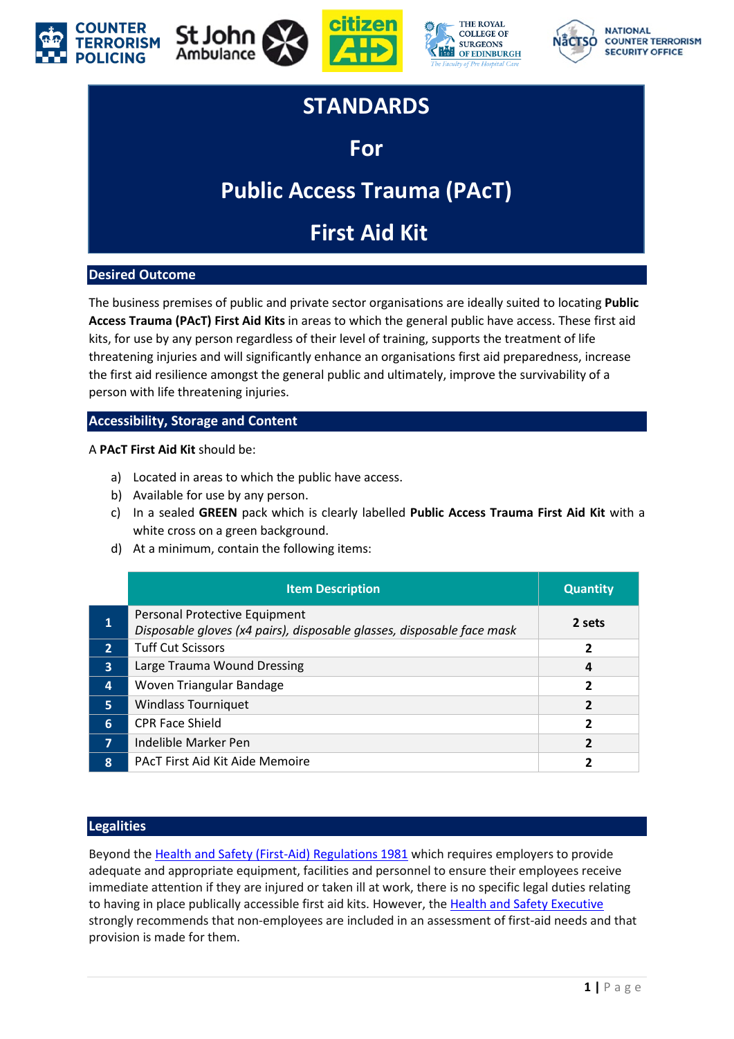# STANDARDS

# For

# Public Access Trauma (PAcT)

# First Aid Kit

## Desired Outcome

The business premises of public and private sector organisations are ideally suited to locating **Public Access Trauma (PAcT) First Aid Kits** in areas to which the general public have access. These first aid kits, for use by any person regardless of their level of training, supports the treatment of life threatening injuries and will significantly enhance an organisations first aid preparedness, increase the first aid resilience amongst the general public and ultimately, improve the survivability of a person with life threatening injuries.

## Accessibility, Storage and Content

A **PAcT First Aid Kit** should be:

a) Located in areas to which the public have access.
b) Available for use by any person.
c) In a sealed **GREEN** pack which is clearly labelled **Public Access Trauma First Aid Kit** with a white cross on a green background.
d) At a minimum, contain the following items:

| | Item Description | Quantity |
|---|---|---|
| 1 | Personal Protective Equipment *Disposable gloves (x4 pairs), disposable glasses, disposable face mask* | 2 sets |
| 2 | Tuff Cut Scissors | 2 |
| 3 | Large Trauma Wound Dressing | 4 |
| 4 | Woven Triangular Bandage | 2 |
| 5 | Windlass Tourniquet | 2 |
| 6 | CPR Face Shield | 2 |
| 7 | Indelible Marker Pen | 2 |
| 8 | PAcT First Aid Kit Aide Memoire | 2 |

## Legalities

Beyond the Health and Safety (First-Aid) Regulations 1981 which requires employers to provide adequate and appropriate equipment, facilities and personnel to ensure their employees receive immediate attention if they are injured or taken ill at work, there is no specific legal duties relating to having in place publically accessible first aid kits. However, the Health and Safety Executive strongly recommends that non-employees are included in an assessment of first-aid needs and that provision is made for them.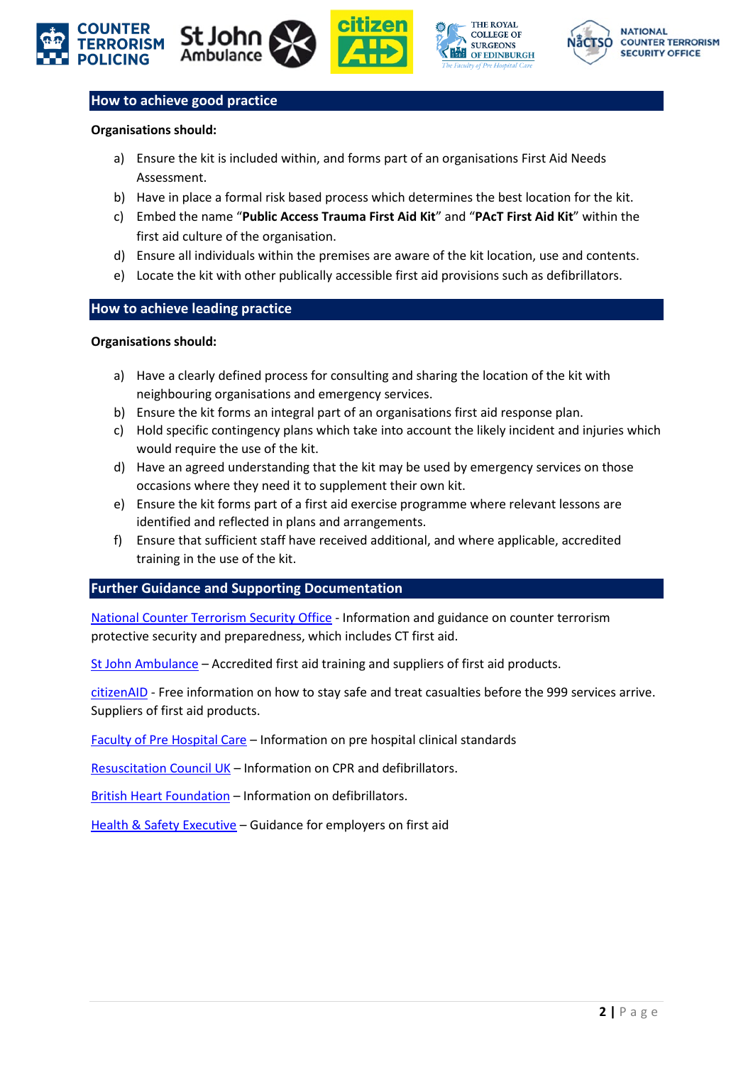## How to achieve good practice

**Organisations should:**

a) Ensure the kit is included within, and forms part of an organisations First Aid Needs Assessment.
b) Have in place a formal risk based process which determines the best location for the kit.
c) Embed the name "**Public Access Trauma First Aid Kit**" and "**PAcT First Aid Kit**" within the first aid culture of the organisation.
d) Ensure all individuals within the premises are aware of the kit location, use and contents.
e) Locate the kit with other publically accessible first aid provisions such as defibrillators.

## How to achieve leading practice

**Organisations should:**

a) Have a clearly defined process for consulting and sharing the location of the kit with neighbouring organisations and emergency services.
b) Ensure the kit forms an integral part of an organisations first aid response plan.
c) Hold specific contingency plans which take into account the likely incident and injuries which would require the use of the kit.
d) Have an agreed understanding that the kit may be used by emergency services on those occasions where they need it to supplement their own kit.
e) Ensure the kit forms part of a first aid exercise programme where relevant lessons are identified and reflected in plans and arrangements.
f) Ensure that sufficient staff have received additional, and where applicable, accredited training in the use of the kit.

## Further Guidance and Supporting Documentation

National Counter Terrorism Security Office - Information and guidance on counter terrorism protective security and preparedness, which includes CT first aid.

St John Ambulance – Accredited first aid training and suppliers of first aid products.

citizenAID - Free information on how to stay safe and treat casualties before the 999 services arrive. Suppliers of first aid products.

Faculty of Pre Hospital Care – Information on pre hospital clinical standards

Resuscitation Council UK – Information on CPR and defibrillators.

British Heart Foundation – Information on defibrillators.

Health & Safety Executive – Guidance for employers on first aid